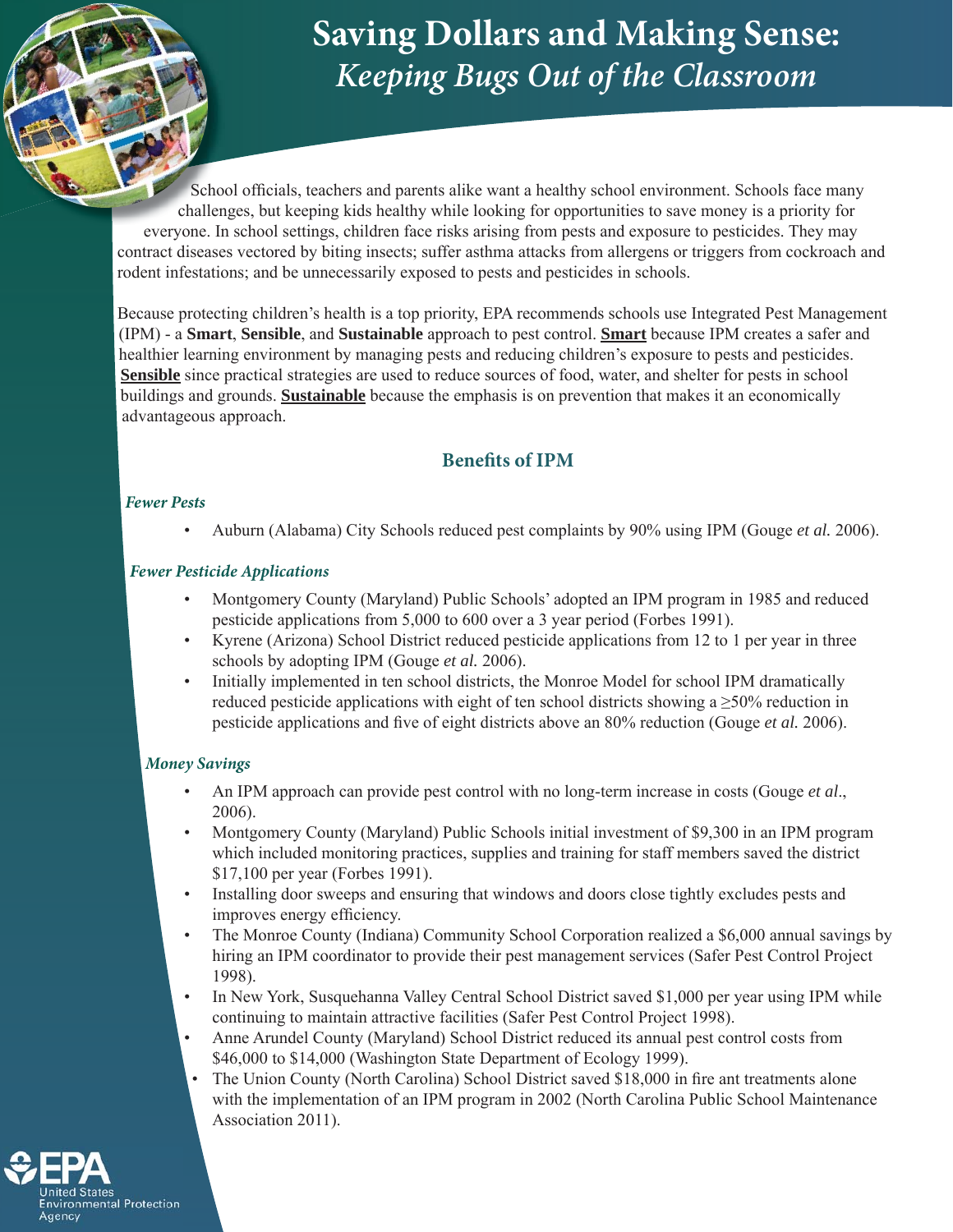# Saving Dollars and Making Sense:
## *Keeping Bugs Out of the Classroom*

School officials, teachers and parents alike want a healthy school environment. Schools face many challenges, but keeping kids healthy while looking for opportunities to save money is a priority for everyone. In school settings, children face risks arising from pests and exposure to pesticides. They may contract diseases vectored by biting insects; suffer asthma attacks from allergens or triggers from cockroach and rodent infestations; and be unnecessarily exposed to pests and pesticides in schools.

Because protecting children's health is a top priority, EPA recommends schools use Integrated Pest Management (IPM) - a **Smart**, **Sensible**, and **Sustainable** approach to pest control. **Smart** because IPM creates a safer and healthier learning environment by managing pests and reducing children's exposure to pests and pesticides. **Sensible** since practical strategies are used to reduce sources of food, water, and shelter for pests in school buildings and grounds. **Sustainable** because the emphasis is on prevention that makes it an economically advantageous approach.

## Benefits of IPM

### *Fewer Pests*

- Auburn (Alabama) City Schools reduced pest complaints by 90% using IPM (Gouge *et al.* 2006).

### *Fewer Pesticide Applications*

- Montgomery County (Maryland) Public Schools' adopted an IPM program in 1985 and reduced pesticide applications from 5,000 to 600 over a 3 year period (Forbes 1991).
- Kyrene (Arizona) School District reduced pesticide applications from 12 to 1 per year in three schools by adopting IPM (Gouge *et al.* 2006).
- Initially implemented in ten school districts, the Monroe Model for school IPM dramatically reduced pesticide applications with eight of ten school districts showing a ≥50% reduction in pesticide applications and five of eight districts above an 80% reduction (Gouge *et al.* 2006).

### *Money Savings*

- An IPM approach can provide pest control with no long-term increase in costs (Gouge *et al*., 2006).
- Montgomery County (Maryland) Public Schools initial investment of $9,300 in an IPM program which included monitoring practices, supplies and training for staff members saved the district $17,100 per year (Forbes 1991).
- Installing door sweeps and ensuring that windows and doors close tightly excludes pests and improves energy efficiency.
- The Monroe County (Indiana) Community School Corporation realized a $6,000 annual savings by hiring an IPM coordinator to provide their pest management services (Safer Pest Control Project 1998).
- In New York, Susquehanna Valley Central School District saved $1,000 per year using IPM while continuing to maintain attractive facilities (Safer Pest Control Project 1998).
- Anne Arundel County (Maryland) School District reduced its annual pest control costs from $46,000 to $14,000 (Washington State Department of Ecology 1999).
- The Union County (North Carolina) School District saved $18,000 in fire ant treatments alone with the implementation of an IPM program in 2002 (North Carolina Public School Maintenance Association 2011).

EPA United States Environmental Protection Agency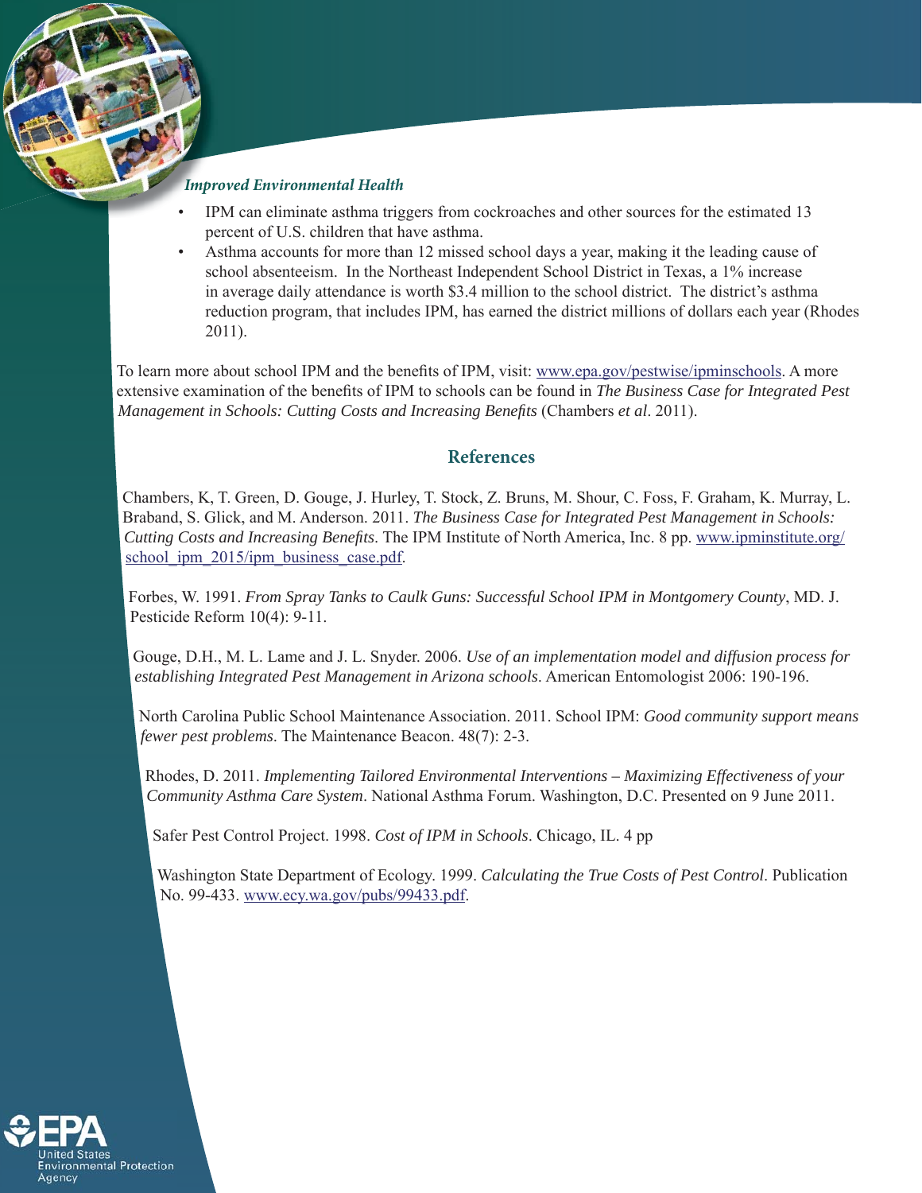### *Improved Environmental Health*

- IPM can eliminate asthma triggers from cockroaches and other sources for the estimated 13 percent of U.S. children that have asthma.
- Asthma accounts for more than 12 missed school days a year, making it the leading cause of school absenteeism. In the Northeast Independent School District in Texas, a 1% increase in average daily attendance is worth $3.4 million to the school district. The district's asthma reduction program, that includes IPM, has earned the district millions of dollars each year (Rhodes 2011).

To learn more about school IPM and the benefits of IPM, visit: www.epa.gov/pestwise/ipminschools. A more extensive examination of the benefits of IPM to schools can be found in *The Business Case for Integrated Pest Management in Schools: Cutting Costs and Increasing Benefits* (Chambers *et al*. 2011).

## References

Chambers, K, T. Green, D. Gouge, J. Hurley, T. Stock, Z. Bruns, M. Shour, C. Foss, F. Graham, K. Murray, L. Braband, S. Glick, and M. Anderson. 2011. *The Business Case for Integrated Pest Management in Schools: Cutting Costs and Increasing Benefits*. The IPM Institute of North America, Inc. 8 pp. www.ipminstitute.org/school_ipm_2015/ipm_business_case.pdf.

Forbes, W. 1991. *From Spray Tanks to Caulk Guns: Successful School IPM in Montgomery County*, MD. J. Pesticide Reform 10(4): 9-11.

Gouge, D.H., M. L. Lame and J. L. Snyder. 2006. *Use of an implementation model and diffusion process for establishing Integrated Pest Management in Arizona schools*. American Entomologist 2006: 190-196.

North Carolina Public School Maintenance Association. 2011. School IPM: *Good community support means fewer pest problems*. The Maintenance Beacon. 48(7): 2-3.

Rhodes, D. 2011. *Implementing Tailored Environmental Interventions – Maximizing Effectiveness of your Community Asthma Care System*. National Asthma Forum. Washington, D.C. Presented on 9 June 2011.

Safer Pest Control Project. 1998. *Cost of IPM in Schools*. Chicago, IL. 4 pp

Washington State Department of Ecology. 1999. *Calculating the True Costs of Pest Control*. Publication No. 99-433. www.ecy.wa.gov/pubs/99433.pdf.

EPA United States Environmental Protection Agency